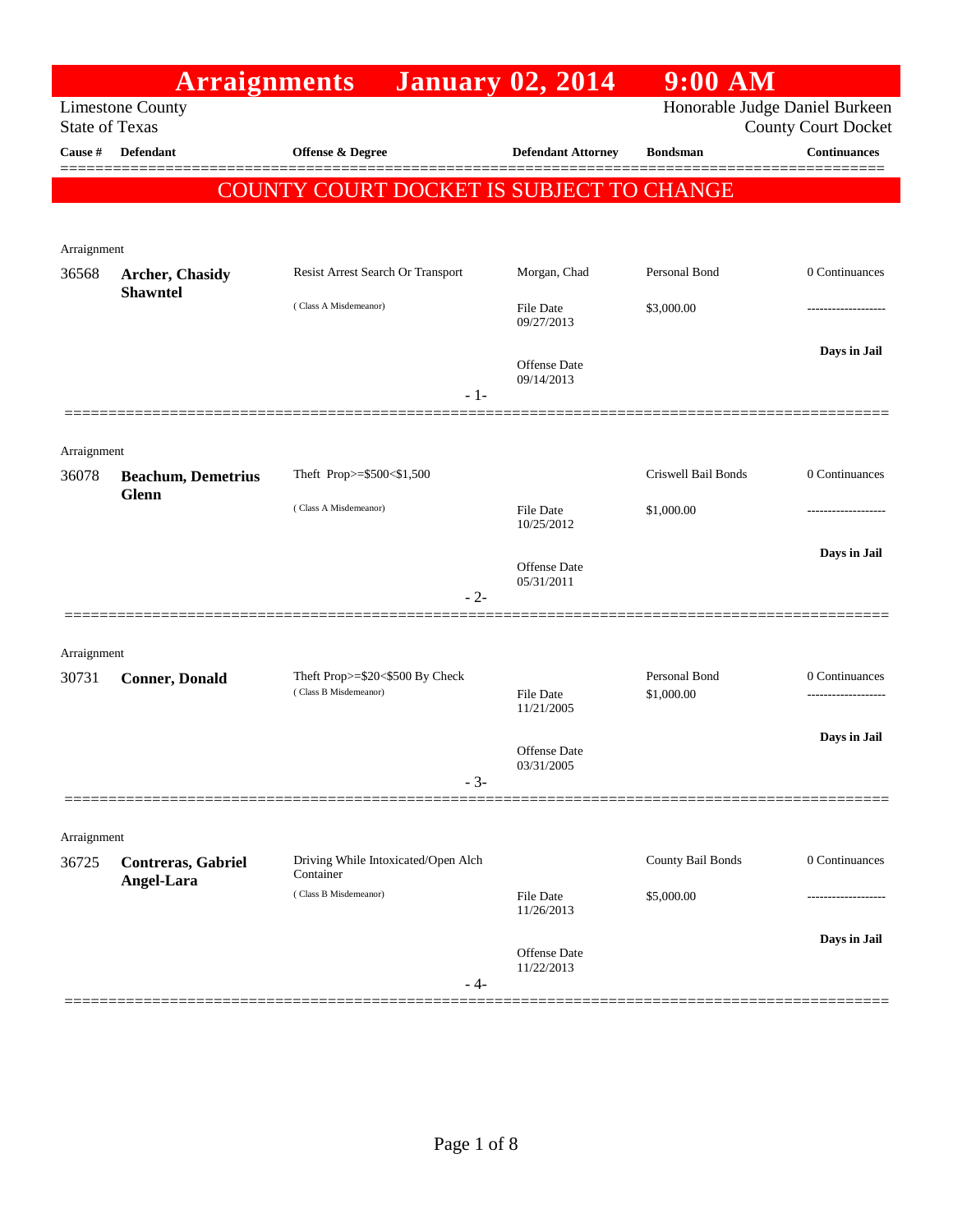# Arraignments January 02, 2014 9:00 AM

Limestone County
State of Texas

Honorable Judge Daniel Burkeen
County Court Docket

**COUNTY COURT DOCKET IS SUBJECT TO CHANGE**

| Cause # | Defendant | Offense & Degree | Defendant Attorney | Bondsman | Continuances |
|---|---|---|---|---|---|
| Arraignment | | | | | |
| 36568 | **Archer, Chasidy Shawntel** | Resist Arrest Search Or Transport (Class A Misdemeanor) | Morgan, Chad<br>File Date 09/27/2013<br>Offense Date 09/14/2013 | Personal Bond<br>$3,000.00 | 0 Continuances<br>-------------------<br>**Days in Jail** |
| - 1- | | | | | |
| Arraignment | | | | | |
| 36078 | **Beachum, Demetrius Glenn** | Theft Prop>=$500<$1,500 (Class A Misdemeanor) | File Date 10/25/2012<br>Offense Date 05/31/2011 | Criswell Bail Bonds<br>$1,000.00 | 0 Continuances<br>-------------------<br>**Days in Jail** |
| - 2- | | | | | |
| Arraignment | | | | | |
| 30731 | **Conner, Donald** | Theft Prop>=$20<$500 By Check (Class B Misdemeanor) | File Date 11/21/2005<br>Offense Date 03/31/2005 | Personal Bond<br>$1,000.00 | 0 Continuances<br>-------------------<br>**Days in Jail** |
| - 3- | | | | | |
| Arraignment | | | | | |
| 36725 | **Contreras, Gabriel Angel-Lara** | Driving While Intoxicated/Open Alch Container (Class B Misdemeanor) | File Date 11/26/2013<br>Offense Date 11/22/2013 | County Bail Bonds<br>$5,000.00 | 0 Continuances<br>-------------------<br>**Days in Jail** |
| - 4- | | | | | |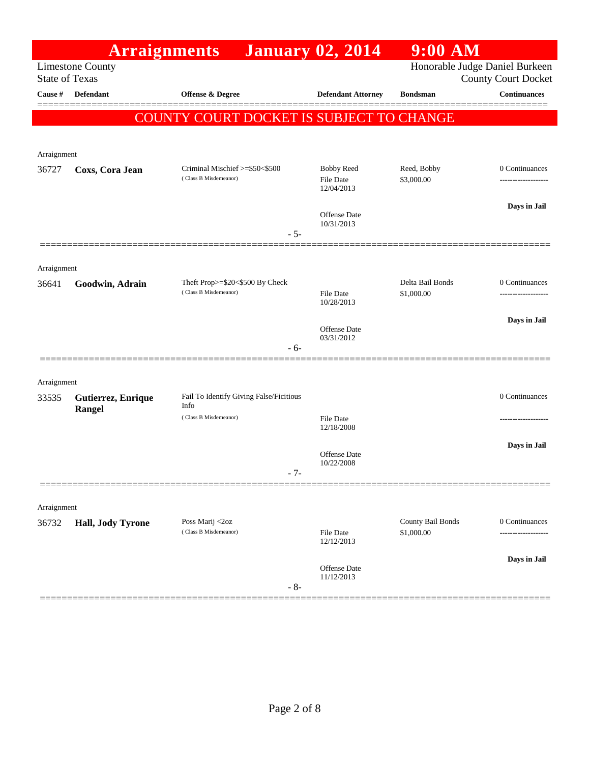# Arraignments January 02, 2014 9:00 AM

Limestone County
State of Texas

Honorable Judge Daniel Burkeen
County Court Docket

| Cause # | Defendant | Offense & Degree | Defendant Attorney | Bondsman | Continuances |
|---|---|---|---|---|---|

## COUNTY COURT DOCKET IS SUBJECT TO CHANGE

Arraignment

| Cause # | Defendant | Offense & Degree | Defendant Attorney | Bondsman | Continuances |
|---|---|---|---|---|---|
| 36727 | **Coxs, Cora Jean** | Criminal Mischief >=$50<$500 (Class B Misdemeanor) | Bobby Reed<br>File Date 12/04/2013<br>Offense Date 10/31/2013 | Reed, Bobby<br>$3,000.00 | 0 Continuances<br>-------------------<br>**Days in Jail** |

- 5-

Arraignment

| Cause # | Defendant | Offense & Degree | Defendant Attorney | Bondsman | Continuances |
|---|---|---|---|---|---|
| 36641 | **Goodwin, Adrain** | Theft Prop>=$20<$500 By Check (Class B Misdemeanor) | File Date 10/28/2013<br>Offense Date 03/31/2012 | Delta Bail Bonds<br>$1,000.00 | 0 Continuances<br>-------------------<br>**Days in Jail** |

- 6-

Arraignment

| Cause # | Defendant | Offense & Degree | Defendant Attorney | Bondsman | Continuances |
|---|---|---|---|---|---|
| 33535 | **Gutierrez, Enrique Rangel** | Fail To Identify Giving False/Ficitious Info (Class B Misdemeanor) | File Date 12/18/2008<br>Offense Date 10/22/2008 | | 0 Continuances<br>-------------------<br>**Days in Jail** |

- 7-

Arraignment

| Cause # | Defendant | Offense & Degree | Defendant Attorney | Bondsman | Continuances |
|---|---|---|---|---|---|
| 36732 | **Hall, Jody Tyrone** | Poss Marij <2oz (Class B Misdemeanor) | File Date 12/12/2013<br>Offense Date 11/12/2013 | County Bail Bonds<br>$1,000.00 | 0 Continuances<br>-------------------<br>**Days in Jail** |

- 8-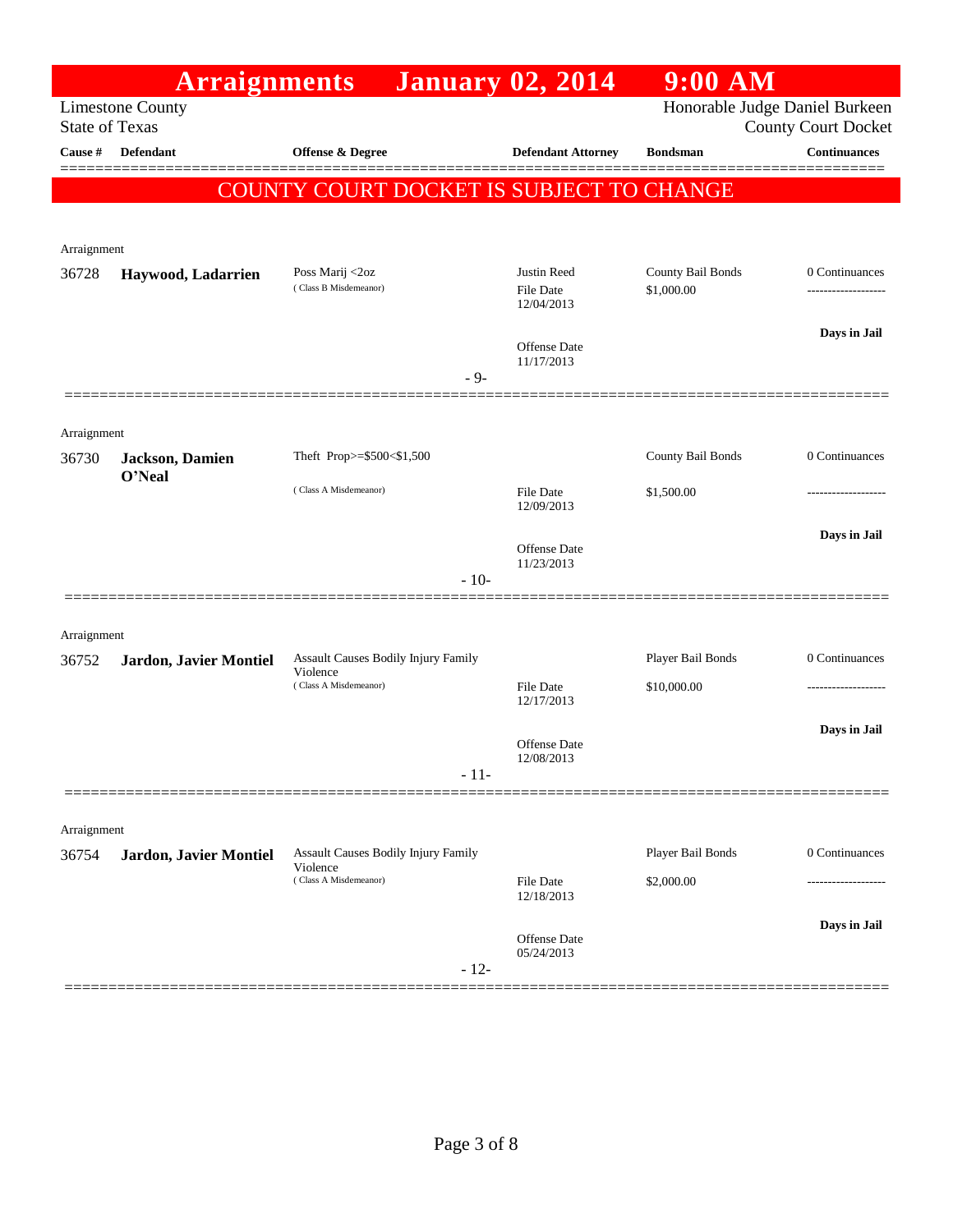# Arraignments January 02, 2014 9:00 AM

Limestone County
State of Texas

Honorable Judge Daniel Burkeen
County Court Docket

**COUNTY COURT DOCKET IS SUBJECT TO CHANGE**

| Cause # | Defendant | Offense & Degree | Defendant Attorney | Bondsman | Continuances |
|---|---|---|---|---|---|
| Arraignment | | | | | |
| 36728 | **Haywood, Ladarrien** | Poss Marij <2oz (Class B Misdemeanor) | Justin Reed<br>File Date 12/04/2013<br>Offense Date 11/17/2013 | County Bail Bonds<br>$1,000.00 | 0 Continuances<br>**Days in Jail** |
| | | | - 9- | | |
| Arraignment | | | | | |
| 36730 | **Jackson, Damien O'Neal** | Theft Prop>=$500<$1,500 (Class A Misdemeanor) | File Date 12/09/2013<br>Offense Date 11/23/2013 | County Bail Bonds<br>$1,500.00 | 0 Continuances<br>**Days in Jail** |
| | | | - 10- | | |
| Arraignment | | | | | |
| 36752 | **Jardon, Javier Montiel** | Assault Causes Bodily Injury Family Violence (Class A Misdemeanor) | File Date 12/17/2013<br>Offense Date 12/08/2013 | Player Bail Bonds<br>$10,000.00 | 0 Continuances<br>**Days in Jail** |
| | | | - 11- | | |
| Arraignment | | | | | |
| 36754 | **Jardon, Javier Montiel** | Assault Causes Bodily Injury Family Violence (Class A Misdemeanor) | File Date 12/18/2013<br>Offense Date 05/24/2013 | Player Bail Bonds<br>$2,000.00 | 0 Continuances<br>**Days in Jail** |
| | | | - 12- | | |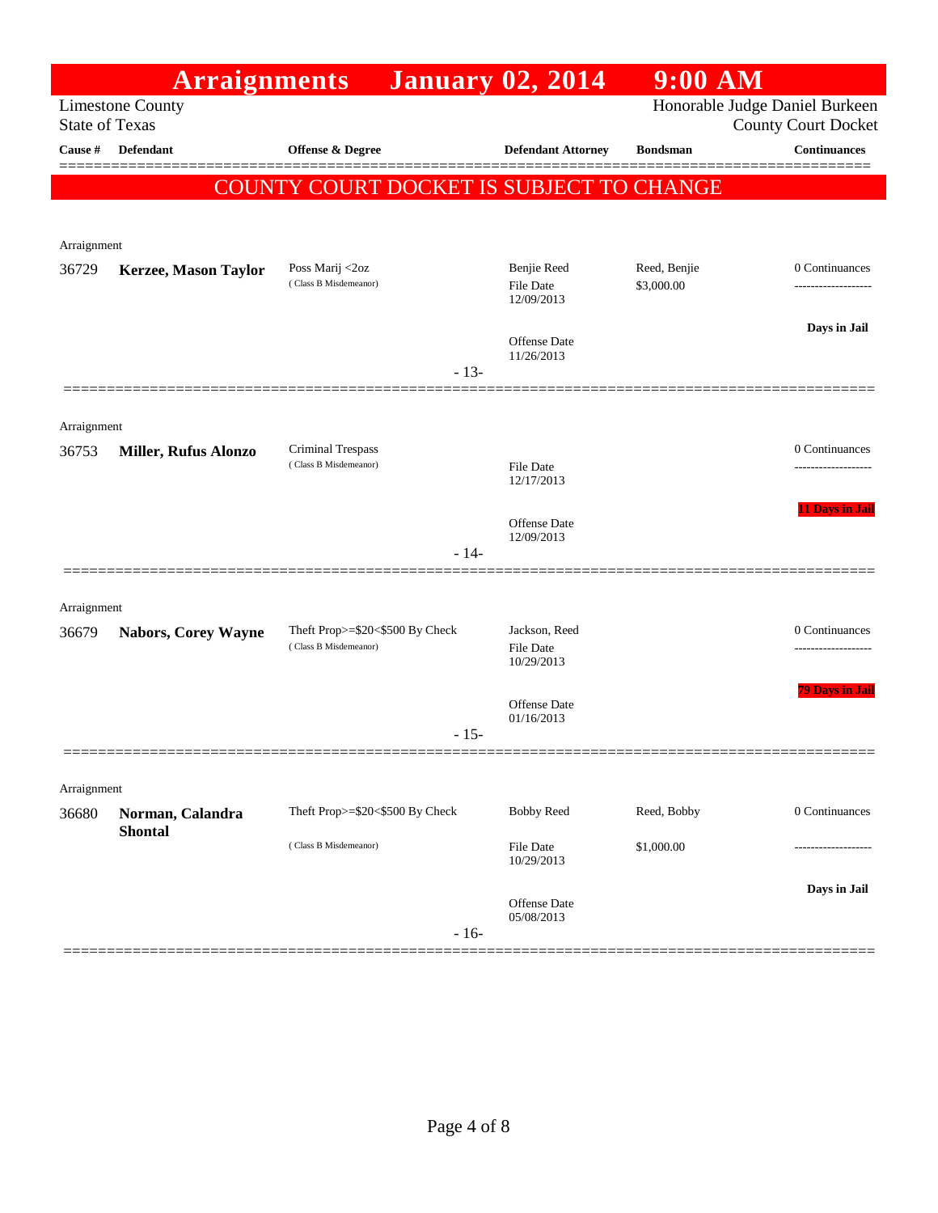# Arraignments January 02, 2014 9:00 AM

Limestone County
State of Texas

Honorable Judge Daniel Burkeen
County Court Docket

**COUNTY COURT DOCKET IS SUBJECT TO CHANGE**

| Cause # | Defendant | Offense & Degree | Defendant Attorney | Bondsman | Continuances |
|---|---|---|---|---|---|
| Arraignment | | | | | |
| 36729 | **Kerzee, Mason Taylor** | Poss Marij <2oz (Class B Misdemeanor) | Benjie Reed<br>File Date 12/09/2013<br>Offense Date 11/26/2013 | Reed, Benjie<br>$3,000.00 | 0 Continuances<br>Days in Jail |
| | | | - 13- | | |
| Arraignment | | | | | |
| 36753 | **Miller, Rufus Alonzo** | Criminal Trespass (Class B Misdemeanor) | File Date 12/17/2013<br>Offense Date 12/09/2013 | | 0 Continuances<br>11 Days in Jail |
| | | | - 14- | | |
| Arraignment | | | | | |
| 36679 | **Nabors, Corey Wayne** | Theft Prop>=$20<$500 By Check (Class B Misdemeanor) | Jackson, Reed<br>File Date 10/29/2013<br>Offense Date 01/16/2013 | | 0 Continuances<br>79 Days in Jail |
| | | | - 15- | | |
| Arraignment | | | | | |
| 36680 | **Norman, Calandra Shontal** | Theft Prop>=$20<$500 By Check (Class B Misdemeanor) | Bobby Reed<br>File Date 10/29/2013<br>Offense Date 05/08/2013 | Reed, Bobby<br>$1,000.00 | 0 Continuances<br>Days in Jail |
| | | | - 16- | | |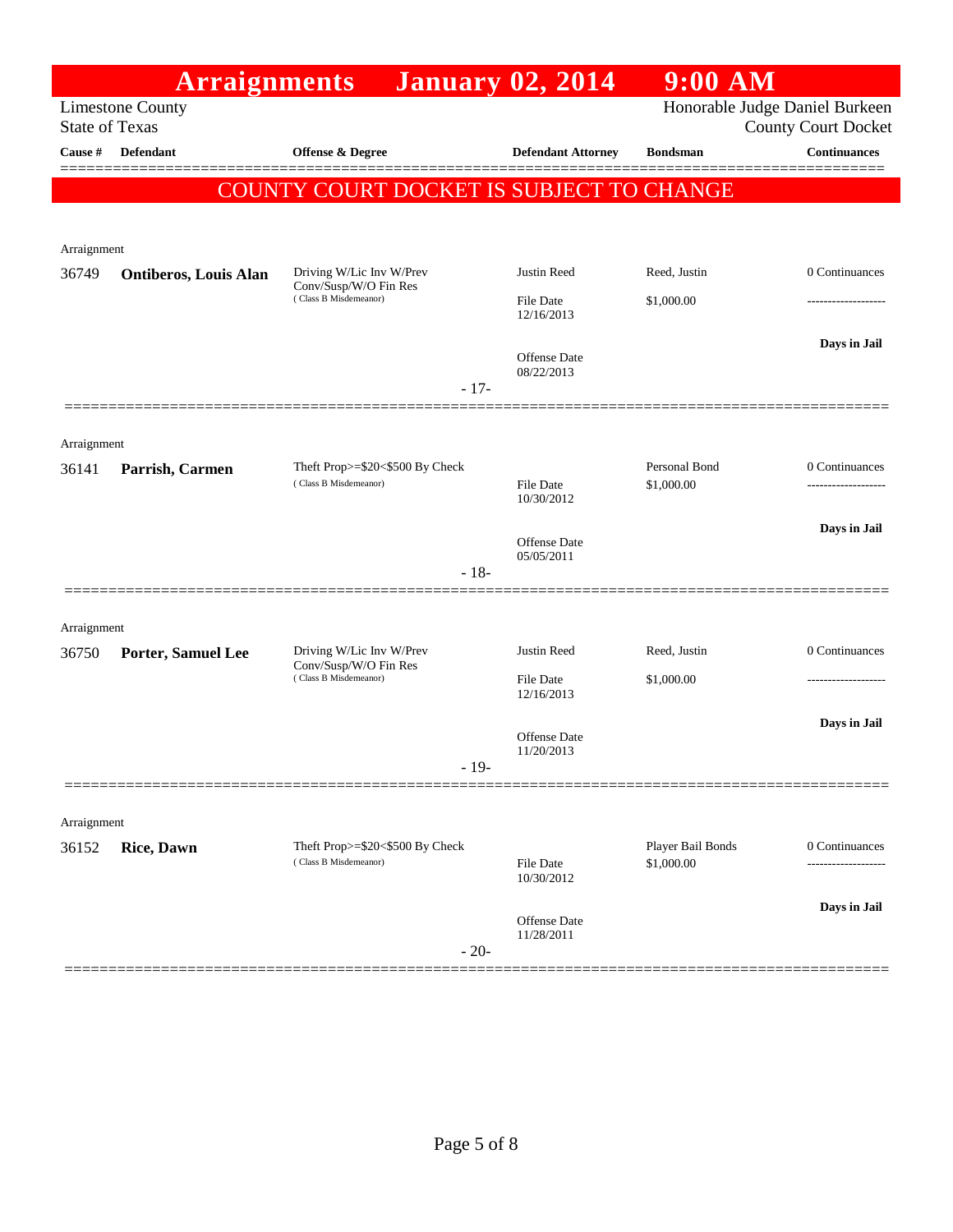# Arraignments January 02, 2014 9:00 AM

Limestone County
State of Texas

Honorable Judge Daniel Burkeen
County Court Docket

| Cause # | Defendant | Offense & Degree | Defendant Attorney | Bondsman | Continuances |
|---|---|---|---|---|---|

**COUNTY COURT DOCKET IS SUBJECT TO CHANGE**

Arraignment

| Cause # | Defendant | Offense & Degree | Defendant Attorney | Bondsman | Continuances |
|---|---|---|---|---|---|
| 36749 | **Ontiberos, Louis Alan** | Driving W/Lic Inv W/Prev Conv/Susp/W/O Fin Res (Class B Misdemeanor) | Justin Reed | Reed, Justin | 0 Continuances |
| | | | File Date 12/16/2013 | $1,000.00 | ------------------- |
| | | | Offense Date 08/22/2013 | | **Days in Jail** |

- 17-

Arraignment

| Cause # | Defendant | Offense & Degree | Defendant Attorney | Bondsman | Continuances |
|---|---|---|---|---|---|
| 36141 | **Parrish, Carmen** | Theft Prop>=$20<$500 By Check (Class B Misdemeanor) | | Personal Bond | 0 Continuances |
| | | | File Date 10/30/2012 | $1,000.00 | ------------------- |
| | | | Offense Date 05/05/2011 | | **Days in Jail** |

- 18-

Arraignment

| Cause # | Defendant | Offense & Degree | Defendant Attorney | Bondsman | Continuances |
|---|---|---|---|---|---|
| 36750 | **Porter, Samuel Lee** | Driving W/Lic Inv W/Prev Conv/Susp/W/O Fin Res (Class B Misdemeanor) | Justin Reed | Reed, Justin | 0 Continuances |
| | | | File Date 12/16/2013 | $1,000.00 | ------------------- |
| | | | Offense Date 11/20/2013 | | **Days in Jail** |

- 19-

Arraignment

| Cause # | Defendant | Offense & Degree | Defendant Attorney | Bondsman | Continuances |
|---|---|---|---|---|---|
| 36152 | **Rice, Dawn** | Theft Prop>=$20<$500 By Check (Class B Misdemeanor) | | Player Bail Bonds | 0 Continuances |
| | | | File Date 10/30/2012 | $1,000.00 | ------------------- |
| | | | Offense Date 11/28/2011 | | **Days in Jail** |

- 20-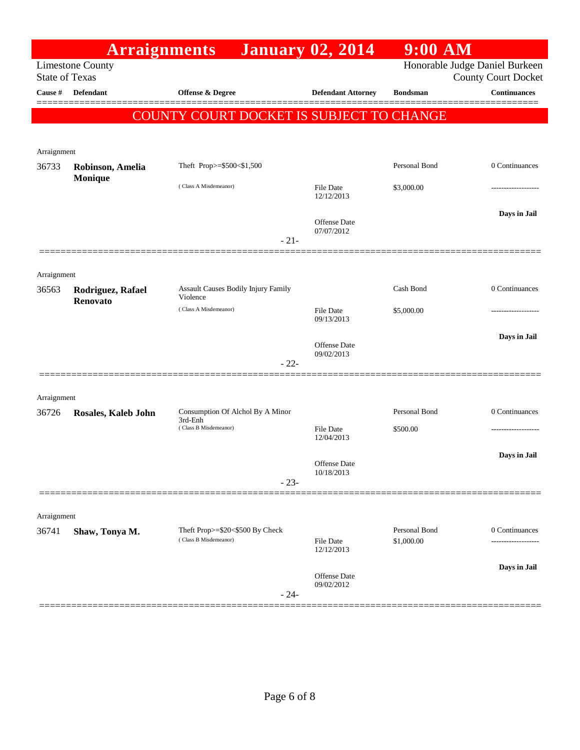# Arraignments January 02, 2014 9:00 AM

Limestone County
State of Texas

Honorable Judge Daniel Burkeen
County Court Docket

| Cause # | Defendant | Offense & Degree | Defendant Attorney | Bondsman | Continuances |
|---|---|---|---|---|---|

**COUNTY COURT DOCKET IS SUBJECT TO CHANGE**

Arraignment

| Cause # | Defendant | Offense & Degree | Defendant Attorney | Bondsman | Continuances |
|---|---|---|---|---|---|
| 36733 | **Robinson, Amelia Monique** | Theft Prop>=$500<$1,500 (Class A Misdemeanor) | File Date 12/12/2013<br>Offense Date 07/07/2012 | Personal Bond<br>$3,000.00 | 0 Continuances<br>-------------------<br>**Days in Jail** |

- 21-

Arraignment

| Cause # | Defendant | Offense & Degree | Defendant Attorney | Bondsman | Continuances |
|---|---|---|---|---|---|
| 36563 | **Rodriguez, Rafael Renovato** | Assault Causes Bodily Injury Family Violence (Class A Misdemeanor) | File Date 09/13/2013<br>Offense Date 09/02/2013 | Cash Bond<br>$5,000.00 | 0 Continuances<br>-------------------<br>**Days in Jail** |

- 22-

Arraignment

| Cause # | Defendant | Offense & Degree | Defendant Attorney | Bondsman | Continuances |
|---|---|---|---|---|---|
| 36726 | **Rosales, Kaleb John** | Consumption Of Alchol By A Minor 3rd-Enh (Class B Misdemeanor) | File Date 12/04/2013<br>Offense Date 10/18/2013 | Personal Bond<br>$500.00 | 0 Continuances<br>-------------------<br>**Days in Jail** |

- 23-

Arraignment

| Cause # | Defendant | Offense & Degree | Defendant Attorney | Bondsman | Continuances |
|---|---|---|---|---|---|
| 36741 | **Shaw, Tonya M.** | Theft Prop>=$20<$500 By Check (Class B Misdemeanor) | File Date 12/12/2013<br>Offense Date 09/02/2012 | Personal Bond<br>$1,000.00 | 0 Continuances<br>-------------------<br>**Days in Jail** |

- 24-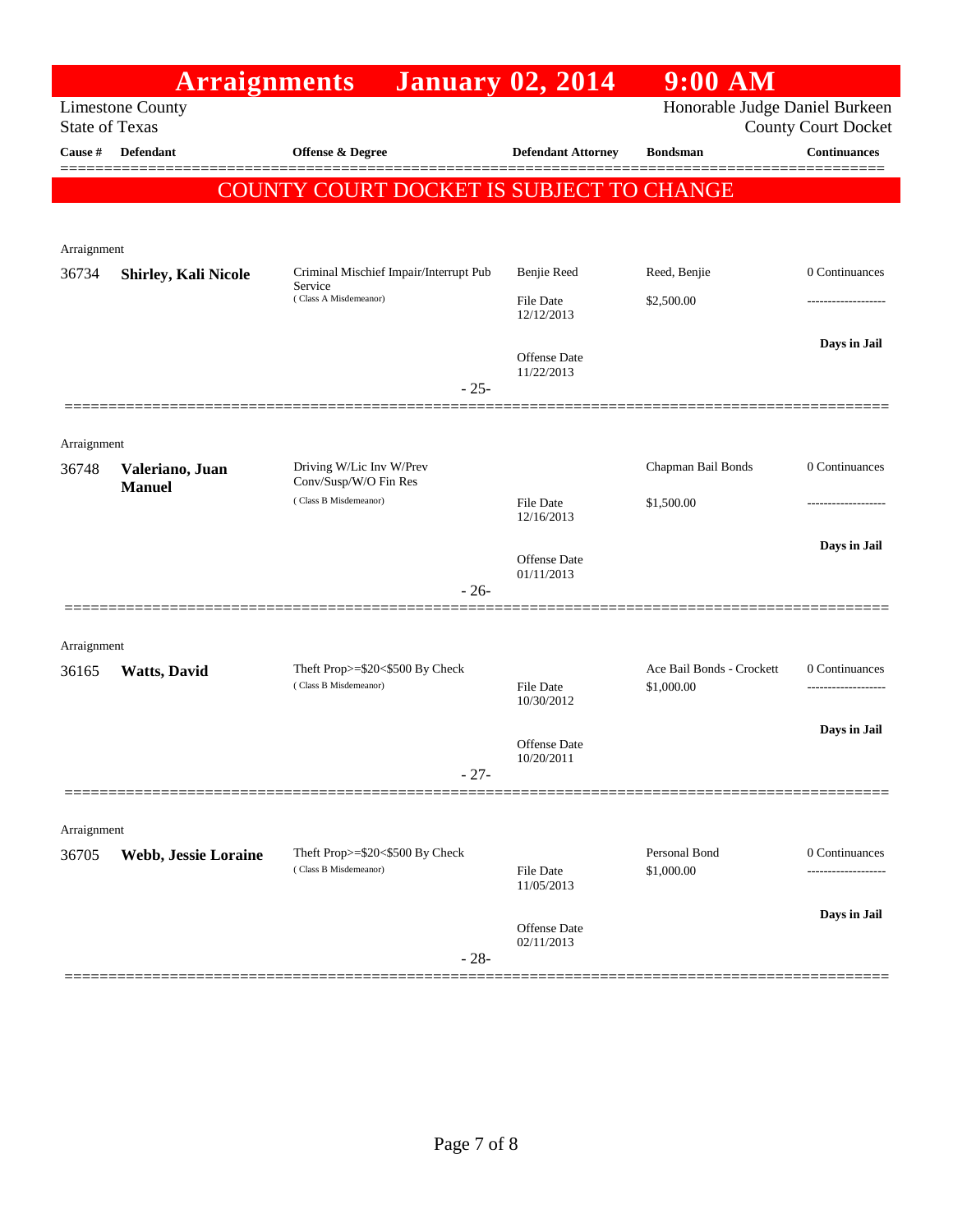# Arraignments January 02, 2014 9:00 AM

Limestone County
State of Texas

Honorable Judge Daniel Burkeen
County Court Docket

**COUNTY COURT DOCKET IS SUBJECT TO CHANGE**

| Cause # | Defendant | Offense & Degree | Defendant Attorney | Bondsman | Continuances |
|---|---|---|---|---|---|
| Arraignment | | | | | |
| 36734 | **Shirley, Kali Nicole** | Criminal Mischief Impair/Interrupt Pub Service (Class A Misdemeanor) | Benjie Reed<br>File Date 12/12/2013<br>Offense Date 11/22/2013 | Reed, Benjie<br>$2,500.00 | 0 Continuances<br>-------------------<br>**Days in Jail** |
| | | - 25- | | | |
| Arraignment | | | | | |
| 36748 | **Valeriano, Juan Manuel** | Driving W/Lic Inv W/Prev Conv/Susp/W/O Fin Res (Class B Misdemeanor) | File Date 12/16/2013<br>Offense Date 01/11/2013 | Chapman Bail Bonds<br>$1,500.00 | 0 Continuances<br>-------------------<br>**Days in Jail** |
| | | - 26- | | | |
| Arraignment | | | | | |
| 36165 | **Watts, David** | Theft Prop>=$20<$500 By Check (Class B Misdemeanor) | File Date 10/30/2012<br>Offense Date 10/20/2011 | Ace Bail Bonds - Crockett<br>$1,000.00 | 0 Continuances<br>-------------------<br>**Days in Jail** |
| | | - 27- | | | |
| Arraignment | | | | | |
| 36705 | **Webb, Jessie Loraine** | Theft Prop>=$20<$500 By Check (Class B Misdemeanor) | File Date 11/05/2013<br>Offense Date 02/11/2013 | Personal Bond<br>$1,000.00 | 0 Continuances<br>-------------------<br>**Days in Jail** |
| | | - 28- | | | |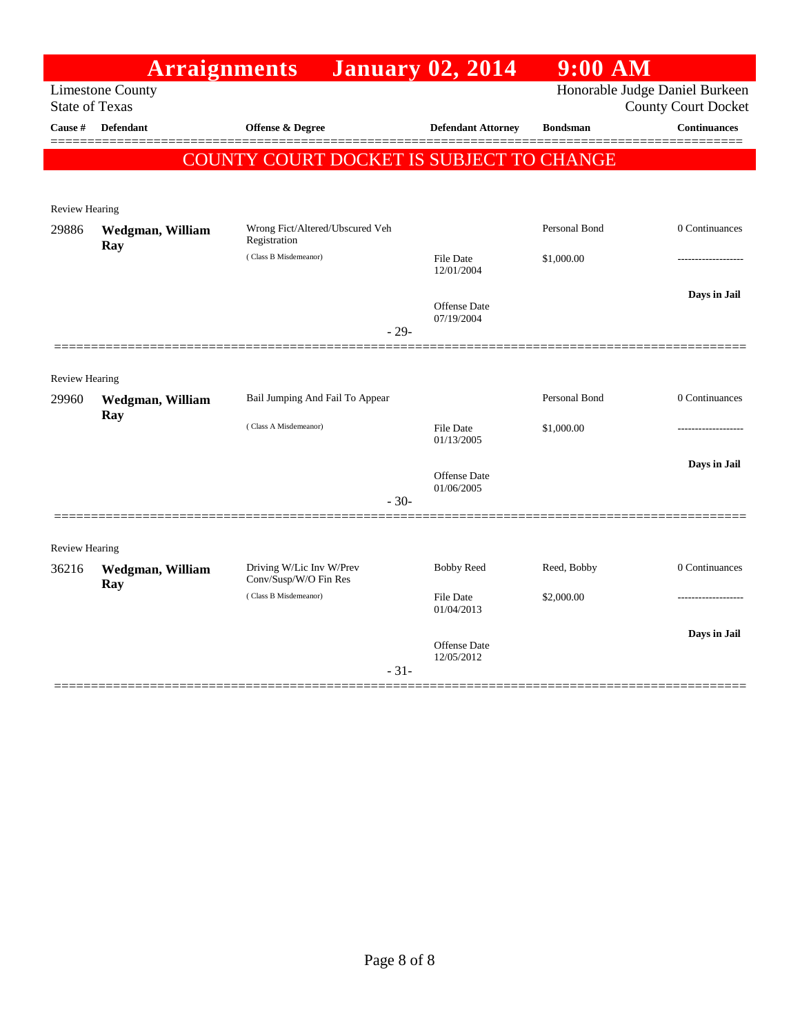# Arraignments January 02, 2014 9:00 AM

Limestone County
State of Texas

Honorable Judge Daniel Burkeen
County Court Docket

| Cause # | Defendant | Offense & Degree | Defendant Attorney | Bondsman | Continuances |
|---|---|---|---|---|---|

**COUNTY COURT DOCKET IS SUBJECT TO CHANGE**

Review Hearing

| Cause # | Defendant | Offense & Degree | Defendant Attorney | Bondsman | Continuances |
|---|---|---|---|---|---|
| 29886 | **Wedgman, William Ray** | Wrong Fict/Altered/Ubscured Veh Registration (Class B Misdemeanor) | File Date 12/01/2004 Offense Date 07/19/2004 | Personal Bond $1,000.00 | 0 Continuances ------------------- **Days in Jail** |

- 29-

Review Hearing

| Cause # | Defendant | Offense & Degree | Defendant Attorney | Bondsman | Continuances |
|---|---|---|---|---|---|
| 29960 | **Wedgman, William Ray** | Bail Jumping And Fail To Appear (Class A Misdemeanor) | File Date 01/13/2005 Offense Date 01/06/2005 | Personal Bond $1,000.00 | 0 Continuances ------------------- **Days in Jail** |

- 30-

Review Hearing

| Cause # | Defendant | Offense & Degree | Defendant Attorney | Bondsman | Continuances |
|---|---|---|---|---|---|
| 36216 | **Wedgman, William Ray** | Driving W/Lic Inv W/Prev Conv/Susp/W/O Fin Res (Class B Misdemeanor) | Bobby Reed File Date 01/04/2013 Offense Date 12/05/2012 | Reed, Bobby $2,000.00 | 0 Continuances ------------------- **Days in Jail** |

- 31-